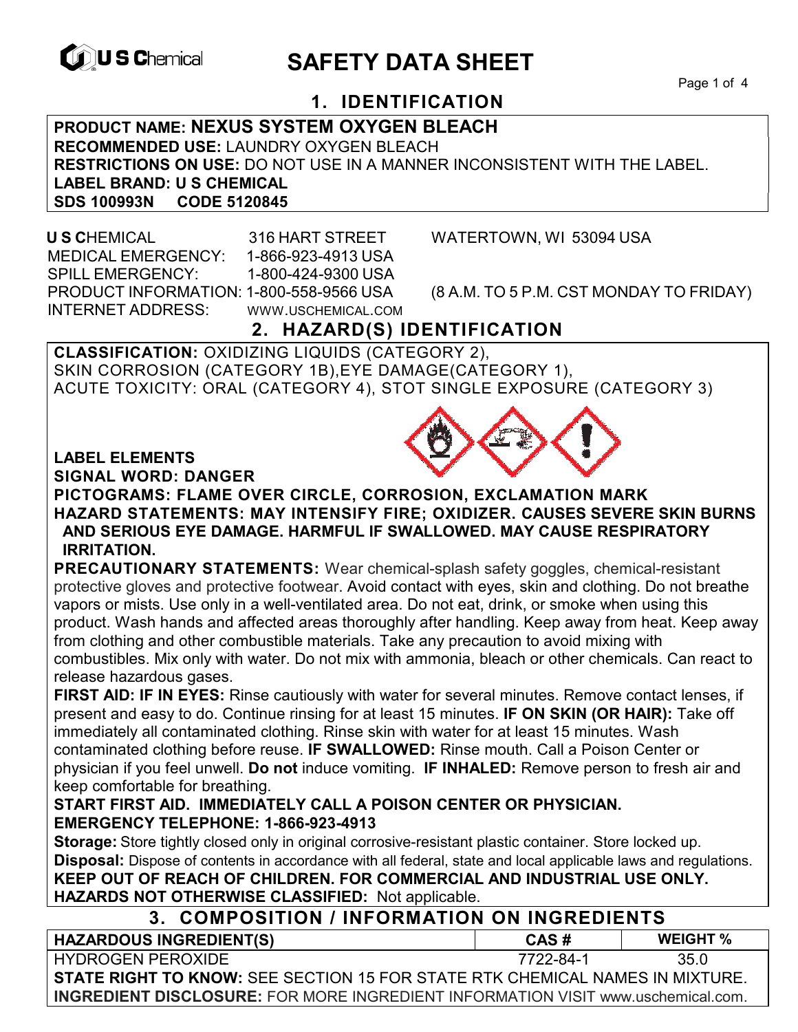U S Chemical

# SAFETY DATA SHEET

## 1. IDENTIFICATION

**PRODUCT NAME: NEXUS SYSTEM OXYGEN BLEACH**
**RECOMMENDED USE:** LAUNDRY OXYGEN BLEACH
**RESTRICTIONS ON USE:** DO NOT USE IN A MANNER INCONSISTENT WITH THE LABEL.
**LABEL BRAND: U S CHEMICAL**
**SDS 100993N CODE 5120845**

**U S C**HEMICAL 316 HART STREET WATERTOWN, WI 53094 USA
MEDICAL EMERGENCY: 1-866-923-4913 USA
SPILL EMERGENCY: 1-800-424-9300 USA
PRODUCT INFORMATION: 1-800-558-9566 USA (8 A.M. TO 5 P.M. CST MONDAY TO FRIDAY)
INTERNET ADDRESS: WWW.USCHEMICAL.COM

## 2. HAZARD(S) IDENTIFICATION

**CLASSIFICATION:** OXIDIZING LIQUIDS (CATEGORY 2), SKIN CORROSION (CATEGORY 1B), EYE DAMAGE (CATEGORY 1), ACUTE TOXICITY: ORAL (CATEGORY 4), STOT SINGLE EXPOSURE (CATEGORY 3)

**LABEL ELEMENTS**
**SIGNAL WORD: DANGER**
**PICTOGRAMS: FLAME OVER CIRCLE, CORROSION, EXCLAMATION MARK**
**HAZARD STATEMENTS: MAY INTENSIFY FIRE; OXIDIZER. CAUSES SEVERE SKIN BURNS AND SERIOUS EYE DAMAGE. HARMFUL IF SWALLOWED. MAY CAUSE RESPIRATORY IRRITATION.**

**PRECAUTIONARY STATEMENTS:** Wear chemical-splash safety goggles, chemical-resistant protective gloves and protective footwear. Avoid contact with eyes, skin and clothing. Do not breathe vapors or mists. Use only in a well-ventilated area. Do not eat, drink, or smoke when using this product. Wash hands and affected areas thoroughly after handling. Keep away from heat. Keep away from clothing and other combustible materials. Take any precaution to avoid mixing with combustibles. Mix only with water. Do not mix with ammonia, bleach or other chemicals. Can react to release hazardous gases.

**FIRST AID: IF IN EYES:** Rinse cautiously with water for several minutes. Remove contact lenses, if present and easy to do. Continue rinsing for at least 15 minutes. **IF ON SKIN (OR HAIR):** Take off immediately all contaminated clothing. Rinse skin with water for at least 15 minutes. Wash contaminated clothing before reuse. **IF SWALLOWED:** Rinse mouth. Call a Poison Center or physician if you feel unwell. **Do not** induce vomiting. **IF INHALED:** Remove person to fresh air and keep comfortable for breathing.

**START FIRST AID. IMMEDIATELY CALL A POISON CENTER OR PHYSICIAN.**
**EMERGENCY TELEPHONE: 1-866-923-4913**

**Storage:** Store tightly closed only in original corrosive-resistant plastic container. Store locked up.
**Disposal:** Dispose of contents in accordance with all federal, state and local applicable laws and regulations.
**KEEP OUT OF REACH OF CHILDREN. FOR COMMERCIAL AND INDUSTRIAL USE ONLY.**
**HAZARDS NOT OTHERWISE CLASSIFIED:** Not applicable.

## 3. COMPOSITION / INFORMATION ON INGREDIENTS

| HAZARDOUS INGREDIENT(S) | CAS # | WEIGHT % |
|---|---|---|
| HYDROGEN PEROXIDE | 7722-84-1 | 35.0 |

**STATE RIGHT TO KNOW:** SEE SECTION 15 FOR STATE RTK CHEMICAL NAMES IN MIXTURE.
**INGREDIENT DISCLOSURE:** FOR MORE INGREDIENT INFORMATION VISIT www.uschemical.com.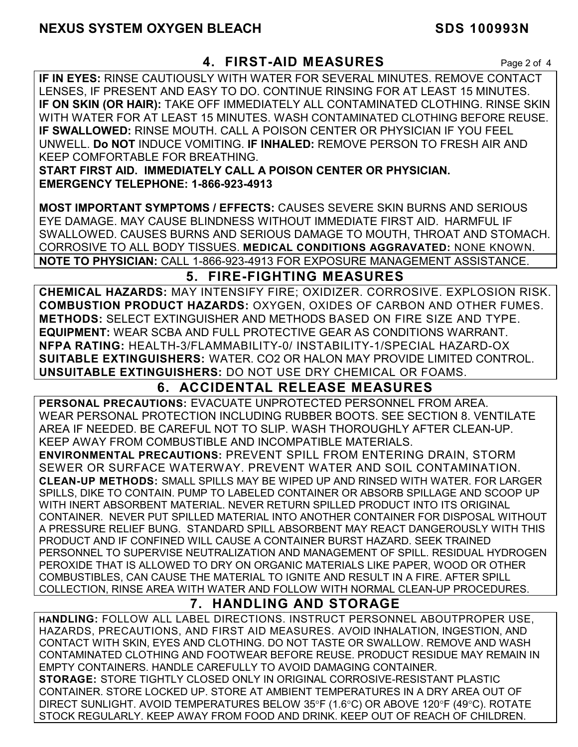## 4. FIRST-AID MEASURES

**IF IN EYES:** RINSE CAUTIOUSLY WITH WATER FOR SEVERAL MINUTES. REMOVE CONTACT LENSES, IF PRESENT AND EASY TO DO. CONTINUE RINSING FOR AT LEAST 15 MINUTES. **IF ON SKIN (OR HAIR):** TAKE OFF IMMEDIATELY ALL CONTAMINATED CLOTHING. RINSE SKIN WITH WATER FOR AT LEAST 15 MINUTES. WASH CONTAMINATED CLOTHING BEFORE REUSE. **IF SWALLOWED:** RINSE MOUTH. CALL A POISON CENTER OR PHYSICIAN IF YOU FEEL UNWELL. **Do NOT** INDUCE VOMITING. **IF INHALED:** REMOVE PERSON TO FRESH AIR AND KEEP COMFORTABLE FOR BREATHING.

**START FIRST AID. IMMEDIATELY CALL A POISON CENTER OR PHYSICIAN.**
**EMERGENCY TELEPHONE: 1-866-923-4913**

**MOST IMPORTANT SYMPTOMS / EFFECTS:** CAUSES SEVERE SKIN BURNS AND SERIOUS EYE DAMAGE. MAY CAUSE BLINDNESS WITHOUT IMMEDIATE FIRST AID. HARMFUL IF SWALLOWED. CAUSES BURNS AND SERIOUS DAMAGE TO MOUTH, THROAT AND STOMACH. CORROSIVE TO ALL BODY TISSUES. **MEDICAL CONDITIONS AGGRAVATED:** NONE KNOWN.

**NOTE TO PHYSICIAN:** CALL 1-866-923-4913 FOR EXPOSURE MANAGEMENT ASSISTANCE.

## 5. FIRE-FIGHTING MEASURES

**CHEMICAL HAZARDS:** MAY INTENSIFY FIRE; OXIDIZER. CORROSIVE. EXPLOSION RISK.
**COMBUSTION PRODUCT HAZARDS:** OXYGEN, OXIDES OF CARBON AND OTHER FUMES.
**METHODS:** SELECT EXTINGUISHER AND METHODS BASED ON FIRE SIZE AND TYPE.
**EQUIPMENT:** WEAR SCBA AND FULL PROTECTIVE GEAR AS CONDITIONS WARRANT.
**NFPA RATING:** HEALTH-3/FLAMMABILITY-0/ INSTABILITY-1/SPECIAL HAZARD-OX
**SUITABLE EXTINGUISHERS:** WATER. CO2 OR HALON MAY PROVIDE LIMITED CONTROL.
**UNSUITABLE EXTINGUISHERS:** DO NOT USE DRY CHEMICAL OR FOAMS.

## 6. ACCIDENTAL RELEASE MEASURES

**PERSONAL PRECAUTIONS:** EVACUATE UNPROTECTED PERSONNEL FROM AREA. WEAR PERSONAL PROTECTION INCLUDING RUBBER BOOTS. SEE SECTION 8. VENTILATE AREA IF NEEDED. BE CAREFUL NOT TO SLIP. WASH THOROUGHLY AFTER CLEAN-UP. KEEP AWAY FROM COMBUSTIBLE AND INCOMPATIBLE MATERIALS.

**ENVIRONMENTAL PRECAUTIONS:** PREVENT SPILL FROM ENTERING DRAIN, STORM SEWER OR SURFACE WATERWAY. PREVENT WATER AND SOIL CONTAMINATION.

**CLEAN-UP METHODS:** SMALL SPILLS MAY BE WIPED UP AND RINSED WITH WATER. FOR LARGER SPILLS, DIKE TO CONTAIN. PUMP TO LABELED CONTAINER OR ABSORB SPILLAGE AND SCOOP UP WITH INERT ABSORBENT MATERIAL. NEVER RETURN SPILLED PRODUCT INTO ITS ORIGINAL CONTAINER. NEVER PUT SPILLED MATERIAL INTO ANOTHER CONTAINER FOR DISPOSAL WITHOUT A PRESSURE RELIEF BUNG. STANDARD SPILL ABSORBENT MAY REACT DANGEROUSLY WITH THIS PRODUCT AND IF CONFINED WILL CAUSE A CONTAINER BURST HAZARD. SEEK TRAINED PERSONNEL TO SUPERVISE NEUTRALIZATION AND MANAGEMENT OF SPILL. RESIDUAL HYDROGEN PEROXIDE THAT IS ALLOWED TO DRY ON ORGANIC MATERIALS LIKE PAPER, WOOD OR OTHER COMBUSTIBLES, CAN CAUSE THE MATERIAL TO IGNITE AND RESULT IN A FIRE. AFTER SPILL COLLECTION, RINSE AREA WITH WATER AND FOLLOW WITH NORMAL CLEAN-UP PROCEDURES.

## 7. HANDLING AND STORAGE

**HANDLING:** FOLLOW ALL LABEL DIRECTIONS. INSTRUCT PERSONNEL ABOUTPROPER USE, HAZARDS, PRECAUTIONS, AND FIRST AID MEASURES. AVOID INHALATION, INGESTION, AND CONTACT WITH SKIN, EYES AND CLOTHING. DO NOT TASTE OR SWALLOW. REMOVE AND WASH CONTAMINATED CLOTHING AND FOOTWEAR BEFORE REUSE. PRODUCT RESIDUE MAY REMAIN IN EMPTY CONTAINERS. HANDLE CAREFULLY TO AVOID DAMAGING CONTAINER.

**STORAGE:** STORE TIGHTLY CLOSED ONLY IN ORIGINAL CORROSIVE-RESISTANT PLASTIC CONTAINER. STORE LOCKED UP. STORE AT AMBIENT TEMPERATURES IN A DRY AREA OUT OF DIRECT SUNLIGHT. AVOID TEMPERATURES BELOW 35°F (1.6°C) OR ABOVE 120°F (49°C). ROTATE STOCK REGULARLY. KEEP AWAY FROM FOOD AND DRINK. KEEP OUT OF REACH OF CHILDREN.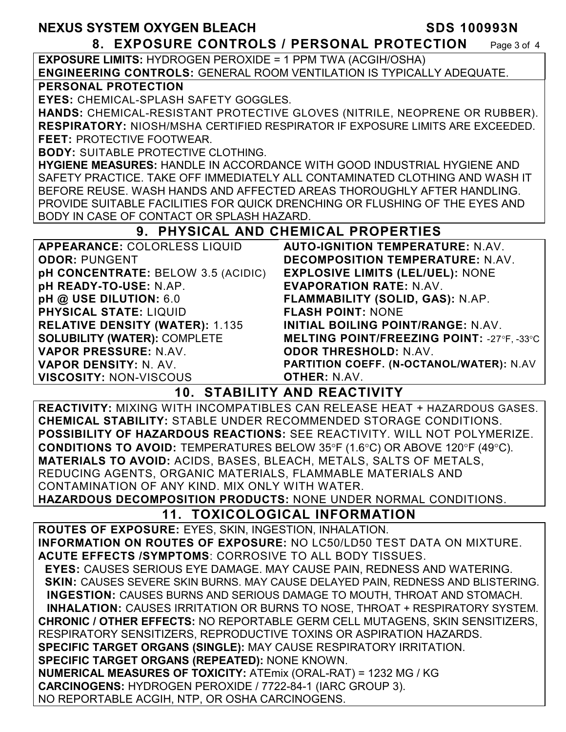**NEXUS SYSTEM OXYGEN BLEACH** **SDS 100993N**

## 8. EXPOSURE CONTROLS / PERSONAL PROTECTION

**EXPOSURE LIMITS:** HYDROGEN PEROXIDE = 1 PPM TWA (ACGIH/OSHA)
**ENGINEERING CONTROLS:** GENERAL ROOM VENTILATION IS TYPICALLY ADEQUATE.

**PERSONAL PROTECTION**

**EYES:** CHEMICAL-SPLASH SAFETY GOGGLES.
**HANDS:** CHEMICAL-RESISTANT PROTECTIVE GLOVES (NITRILE, NEOPRENE OR RUBBER).
**RESPIRATORY:** NIOSH/MSHA CERTIFIED RESPIRATOR IF EXPOSURE LIMITS ARE EXCEEDED.
**FEET:** PROTECTIVE FOOTWEAR.
**BODY:** SUITABLE PROTECTIVE CLOTHING.
**HYGIENE MEASURES:** HANDLE IN ACCORDANCE WITH GOOD INDUSTRIAL HYGIENE AND SAFETY PRACTICE. TAKE OFF IMMEDIATELY ALL CONTAMINATED CLOTHING AND WASH IT BEFORE REUSE. WASH HANDS AND AFFECTED AREAS THOROUGHLY AFTER HANDLING. PROVIDE SUITABLE FACILITIES FOR QUICK DRENCHING OR FLUSHING OF THE EYES AND BODY IN CASE OF CONTACT OR SPLASH HAZARD.

## 9. PHYSICAL AND CHEMICAL PROPERTIES

| | |
|---|---|
| **APPEARANCE:** COLORLESS LIQUID | **AUTO-IGNITION TEMPERATURE:** N.AV. |
| **ODOR:** PUNGENT | **DECOMPOSITION TEMPERATURE:** N.AV. |
| **pH CONCENTRATE:** BELOW 3.5 (ACIDIC) | **EXPLOSIVE LIMITS (LEL/UEL):** NONE |
| **pH READY-TO-USE:** N.AP. | **EVAPORATION RATE:** N.AV. |
| **pH @ USE DILUTION:** 6.0 | **FLAMMABILITY (SOLID, GAS):** N.AP. |
| **PHYSICAL STATE:** LIQUID | **FLASH POINT:** NONE |
| **RELATIVE DENSITY (WATER):** 1.135 | **INITIAL BOILING POINT/RANGE:** N.AV. |
| **SOLUBILITY (WATER):** COMPLETE | **MELTING POINT/FREEZING POINT:** -27°F, -33°C |
| **VAPOR PRESSURE:** N.AV. | **ODOR THRESHOLD:** N.AV. |
| **VAPOR DENSITY:** N. AV. | **PARTITION COEFF. (N-OCTANOL/WATER):** N.AV |
| **VISCOSITY:** NON-VISCOUS | **OTHER:** N.AV. |

## 10. STABILITY AND REACTIVITY

**REACTIVITY:** MIXING WITH INCOMPATIBLES CAN RELEASE HEAT + HAZARDOUS GASES.
**CHEMICAL STABILITY:** STABLE UNDER RECOMMENDED STORAGE CONDITIONS.
**POSSIBILITY OF HAZARDOUS REACTIONS:** SEE REACTIVITY. WILL NOT POLYMERIZE.
**CONDITIONS TO AVOID:** TEMPERATURES BELOW 35°F (1.6°C) OR ABOVE 120°F (49°C).
**MATERIALS TO AVOID:** ACIDS, BASES, BLEACH, METALS, SALTS OF METALS, REDUCING AGENTS, ORGANIC MATERIALS, FLAMMABLE MATERIALS AND CONTAMINATION OF ANY KIND. MIX ONLY WITH WATER.
**HAZARDOUS DECOMPOSITION PRODUCTS:** NONE UNDER NORMAL CONDITIONS.

## 11. TOXICOLOGICAL INFORMATION

**ROUTES OF EXPOSURE:** EYES, SKIN, INGESTION, INHALATION.
**INFORMATION ON ROUTES OF EXPOSURE:** NO LC50/LD50 TEST DATA ON MIXTURE.
**ACUTE EFFECTS /SYMPTOMS**: CORROSIVE TO ALL BODY TISSUES.

- **EYES:** CAUSES SERIOUS EYE DAMAGE. MAY CAUSE PAIN, REDNESS AND WATERING.
- **SKIN:** CAUSES SEVERE SKIN BURNS. MAY CAUSE DELAYED PAIN, REDNESS AND BLISTERING.
- **INGESTION:** CAUSES BURNS AND SERIOUS DAMAGE TO MOUTH, THROAT AND STOMACH.
- **INHALATION:** CAUSES IRRITATION OR BURNS TO NOSE, THROAT + RESPIRATORY SYSTEM.

**CHRONIC / OTHER EFFECTS:** NO REPORTABLE GERM CELL MUTAGENS, SKIN SENSITIZERS, RESPIRATORY SENSITIZERS, REPRODUCTIVE TOXINS OR ASPIRATION HAZARDS.
**SPECIFIC TARGET ORGANS (SINGLE):** MAY CAUSE RESPIRATORY IRRITATION.
**SPECIFIC TARGET ORGANS (REPEATED):** NONE KNOWN.
**NUMERICAL MEASURES OF TOXICITY:** ATEmix (ORAL-RAT) = 1232 MG / KG
**CARCINOGENS:** HYDROGEN PEROXIDE / 7722-84-1 (IARC GROUP 3).
NO REPORTABLE ACGIH, NTP, OR OSHA CARCINOGENS.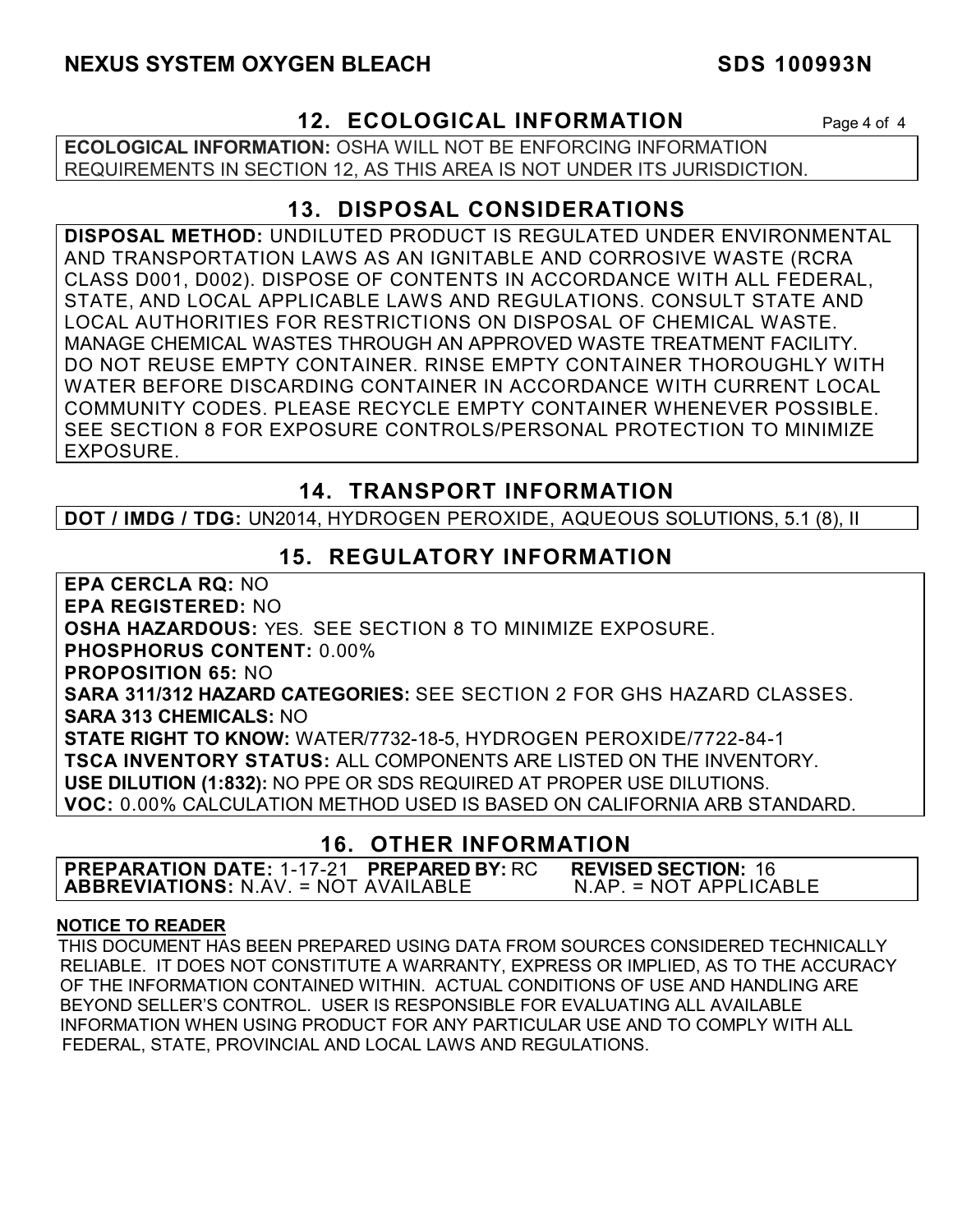## 12. ECOLOGICAL INFORMATION

**ECOLOGICAL INFORMATION:** OSHA WILL NOT BE ENFORCING INFORMATION REQUIREMENTS IN SECTION 12, AS THIS AREA IS NOT UNDER ITS JURISDICTION.

## 13. DISPOSAL CONSIDERATIONS

**DISPOSAL METHOD:** UNDILUTED PRODUCT IS REGULATED UNDER ENVIRONMENTAL AND TRANSPORTATION LAWS AS AN IGNITABLE AND CORROSIVE WASTE (RCRA CLASS D001, D002). DISPOSE OF CONTENTS IN ACCORDANCE WITH ALL FEDERAL, STATE, AND LOCAL APPLICABLE LAWS AND REGULATIONS. CONSULT STATE AND LOCAL AUTHORITIES FOR RESTRICTIONS ON DISPOSAL OF CHEMICAL WASTE. MANAGE CHEMICAL WASTES THROUGH AN APPROVED WASTE TREATMENT FACILITY. DO NOT REUSE EMPTY CONTAINER. RINSE EMPTY CONTAINER THOROUGHLY WITH WATER BEFORE DISCARDING CONTAINER IN ACCORDANCE WITH CURRENT LOCAL COMMUNITY CODES. PLEASE RECYCLE EMPTY CONTAINER WHENEVER POSSIBLE. SEE SECTION 8 FOR EXPOSURE CONTROLS/PERSONAL PROTECTION TO MINIMIZE EXPOSURE.

## 14. TRANSPORT INFORMATION

**DOT / IMDG / TDG:** UN2014, HYDROGEN PEROXIDE, AQUEOUS SOLUTIONS, 5.1 (8), II

## 15. REGULATORY INFORMATION

**EPA CERCLA RQ:** NO
**EPA REGISTERED:** NO
**OSHA HAZARDOUS:** YES. SEE SECTION 8 TO MINIMIZE EXPOSURE.
**PHOSPHORUS CONTENT:** 0.00%
**PROPOSITION 65:** NO
**SARA 311/312 HAZARD CATEGORIES:** SEE SECTION 2 FOR GHS HAZARD CLASSES.
**SARA 313 CHEMICALS:** NO
**STATE RIGHT TO KNOW:** WATER/7732-18-5, HYDROGEN PEROXIDE/7722-84-1
**TSCA INVENTORY STATUS:** ALL COMPONENTS ARE LISTED ON THE INVENTORY.
**USE DILUTION (1:832):** NO PPE OR SDS REQUIRED AT PROPER USE DILUTIONS.
**VOC:** 0.00% CALCULATION METHOD USED IS BASED ON CALIFORNIA ARB STANDARD.

## 16. OTHER INFORMATION

**PREPARATION DATE:** 1-17-21 **PREPARED BY:** RC **REVISED SECTION:** 16
**ABBREVIATIONS:** N.AV. = NOT AVAILABLE N.AP. = NOT APPLICABLE

**NOTICE TO READER**

THIS DOCUMENT HAS BEEN PREPARED USING DATA FROM SOURCES CONSIDERED TECHNICALLY RELIABLE. IT DOES NOT CONSTITUTE A WARRANTY, EXPRESS OR IMPLIED, AS TO THE ACCURACY OF THE INFORMATION CONTAINED WITHIN. ACTUAL CONDITIONS OF USE AND HANDLING ARE BEYOND SELLER'S CONTROL. USER IS RESPONSIBLE FOR EVALUATING ALL AVAILABLE INFORMATION WHEN USING PRODUCT FOR ANY PARTICULAR USE AND TO COMPLY WITH ALL FEDERAL, STATE, PROVINCIAL AND LOCAL LAWS AND REGULATIONS.